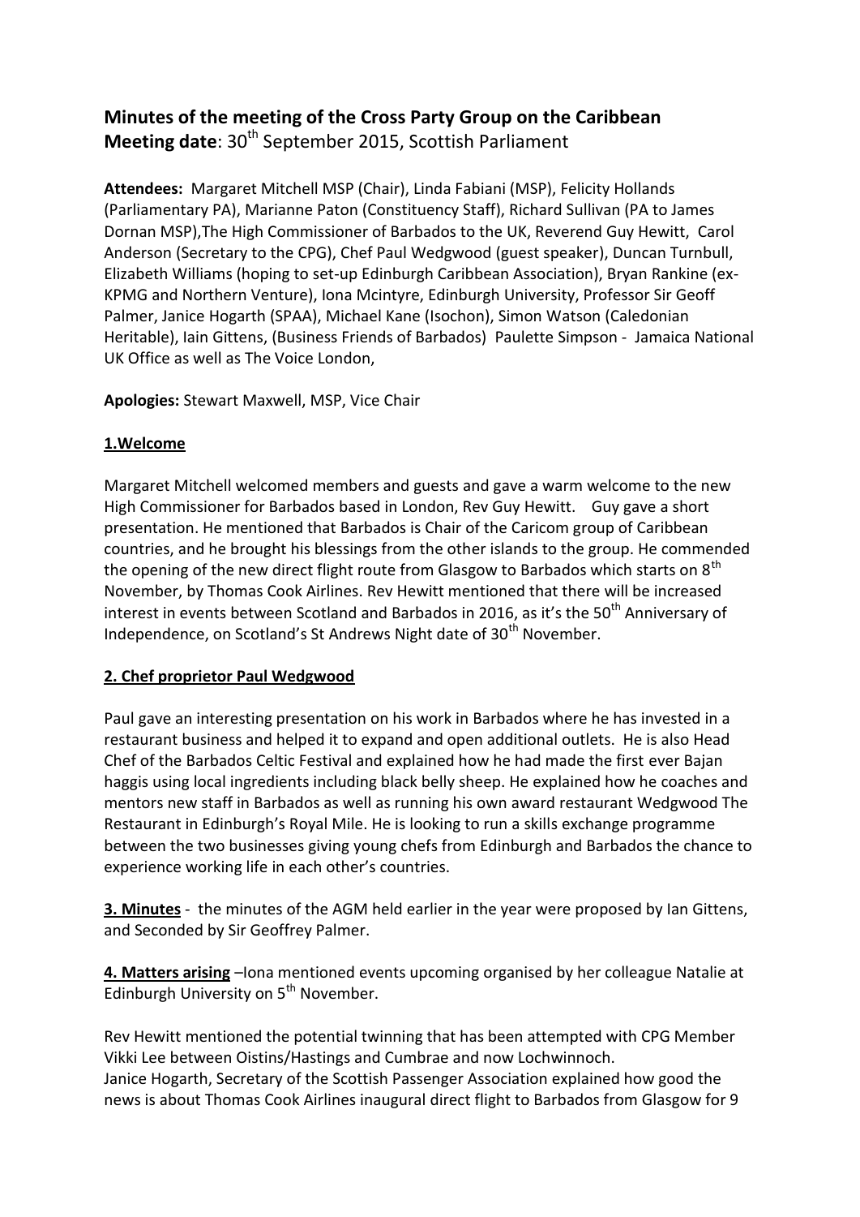# Minutes of the meeting of the Cross Party Group on the Caribbean

**Meeting date**: 30th September 2015, Scottish Parliament

**Attendees:** Margaret Mitchell MSP (Chair), Linda Fabiani (MSP), Felicity Hollands (Parliamentary PA), Marianne Paton (Constituency Staff), Richard Sullivan (PA to James Dornan MSP),The High Commissioner of Barbados to the UK, Reverend Guy Hewitt, Carol Anderson (Secretary to the CPG), Chef Paul Wedgwood (guest speaker), Duncan Turnbull, Elizabeth Williams (hoping to set-up Edinburgh Caribbean Association), Bryan Rankine (ex-KPMG and Northern Venture), Iona Mcintyre, Edinburgh University, Professor Sir Geoff Palmer, Janice Hogarth (SPAA), Michael Kane (Isochon), Simon Watson (Caledonian Heritable), Iain Gittens, (Business Friends of Barbados) Paulette Simpson - Jamaica National UK Office as well as The Voice London,

**Apologies:** Stewart Maxwell, MSP, Vice Chair

## 1.Welcome

Margaret Mitchell welcomed members and guests and gave a warm welcome to the new High Commissioner for Barbados based in London, Rev Guy Hewitt. Guy gave a short presentation. He mentioned that Barbados is Chair of the Caricom group of Caribbean countries, and he brought his blessings from the other islands to the group. He commended the opening of the new direct flight route from Glasgow to Barbados which starts on 8th November, by Thomas Cook Airlines. Rev Hewitt mentioned that there will be increased interest in events between Scotland and Barbados in 2016, as it's the 50th Anniversary of Independence, on Scotland's St Andrews Night date of 30th November.

## 2. Chef proprietor Paul Wedgwood

Paul gave an interesting presentation on his work in Barbados where he has invested in a restaurant business and helped it to expand and open additional outlets. He is also Head Chef of the Barbados Celtic Festival and explained how he had made the first ever Bajan haggis using local ingredients including black belly sheep. He explained how he coaches and mentors new staff in Barbados as well as running his own award restaurant Wedgwood The Restaurant in Edinburgh's Royal Mile. He is looking to run a skills exchange programme between the two businesses giving young chefs from Edinburgh and Barbados the chance to experience working life in each other's countries.

**3. Minutes** - the minutes of the AGM held earlier in the year were proposed by Ian Gittens, and Seconded by Sir Geoffrey Palmer.

**4. Matters arising** –Iona mentioned events upcoming organised by her colleague Natalie at Edinburgh University on 5th November.

Rev Hewitt mentioned the potential twinning that has been attempted with CPG Member Vikki Lee between Oistins/Hastings and Cumbrae and now Lochwinnoch.
Janice Hogarth, Secretary of the Scottish Passenger Association explained how good the news is about Thomas Cook Airlines inaugural direct flight to Barbados from Glasgow for 9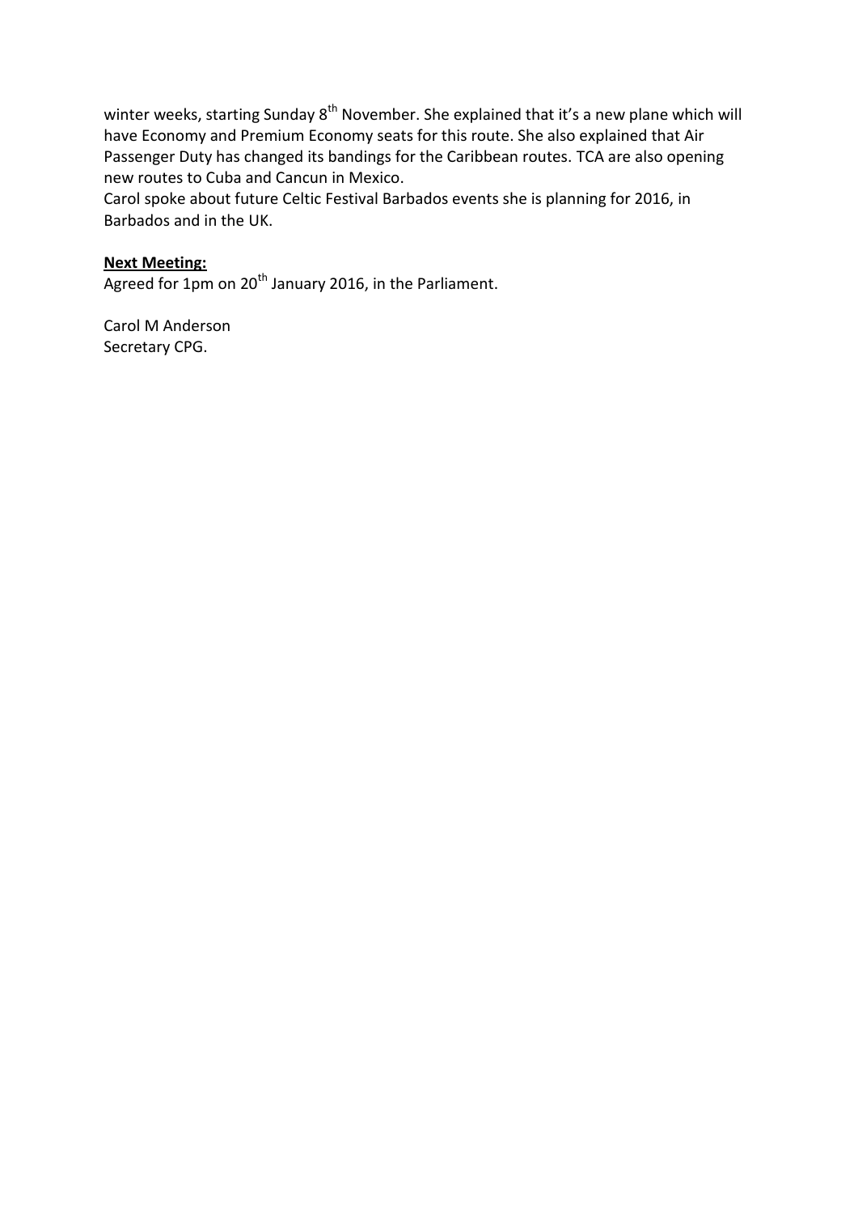winter weeks, starting Sunday 8th November. She explained that it's a new plane which will have Economy and Premium Economy seats for this route. She also explained that Air Passenger Duty has changed its bandings for the Caribbean routes. TCA are also opening new routes to Cuba and Cancun in Mexico.
Carol spoke about future Celtic Festival Barbados events she is planning for 2016, in Barbados and in the UK.

**Next Meeting:**
Agreed for 1pm on 20th January 2016, in the Parliament.

Carol M Anderson
Secretary CPG.